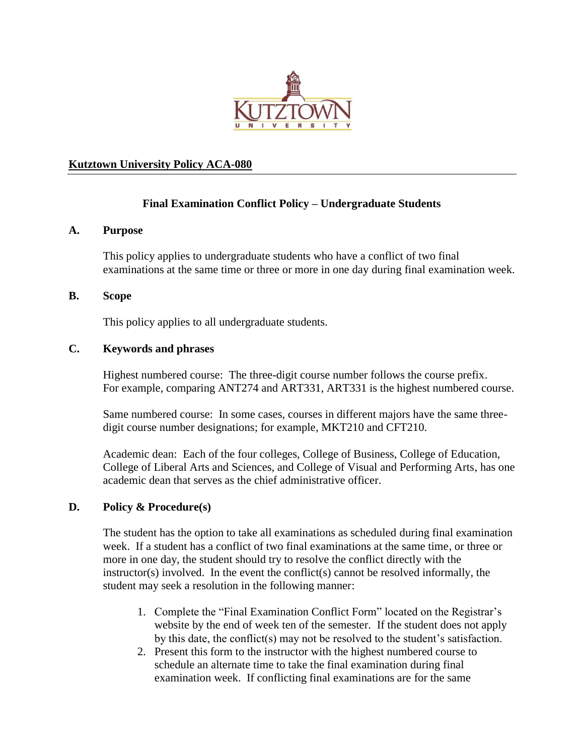**Kutztown University Policy ACA-080**

## Final Examination Conflict Policy – Undergraduate Students

### A. Purpose

This policy applies to undergraduate students who have a conflict of two final examinations at the same time or three or more in one day during final examination week.

### B. Scope

This policy applies to all undergraduate students.

### C. Keywords and phrases

Highest numbered course: The three-digit course number follows the course prefix. For example, comparing ANT274 and ART331, ART331 is the highest numbered course.

Same numbered course: In some cases, courses in different majors have the same three-digit course number designations; for example, MKT210 and CFT210.

Academic dean: Each of the four colleges, College of Business, College of Education, College of Liberal Arts and Sciences, and College of Visual and Performing Arts, has one academic dean that serves as the chief administrative officer.

### D. Policy & Procedure(s)

The student has the option to take all examinations as scheduled during final examination week. If a student has a conflict of two final examinations at the same time, or three or more in one day, the student should try to resolve the conflict directly with the instructor(s) involved. In the event the conflict(s) cannot be resolved informally, the student may seek a resolution in the following manner:

1. Complete the "Final Examination Conflict Form" located on the Registrar's website by the end of week ten of the semester. If the student does not apply by this date, the conflict(s) may not be resolved to the student's satisfaction.
2. Present this form to the instructor with the highest numbered course to schedule an alternate time to take the final examination during final examination week. If conflicting final examinations are for the same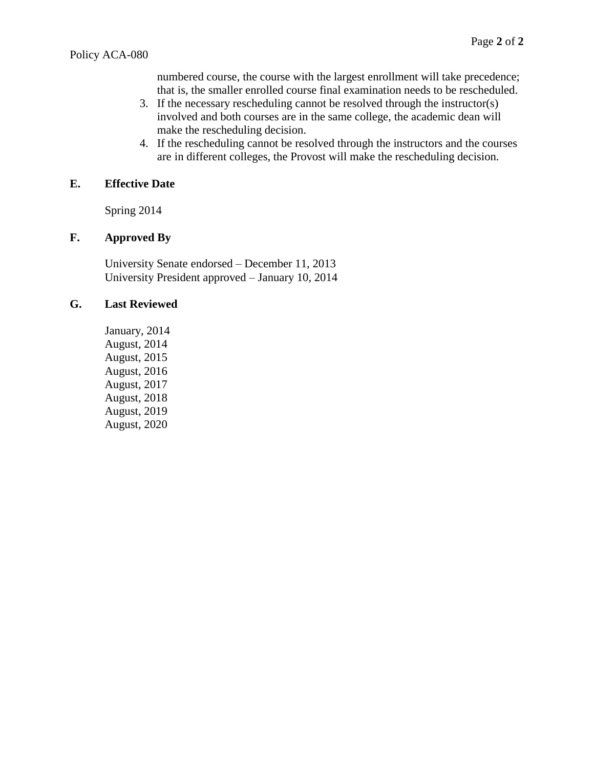numbered course, the course with the largest enrollment will take precedence; that is, the smaller enrolled course final examination needs to be rescheduled.

3. If the necessary rescheduling cannot be resolved through the instructor(s) involved and both courses are in the same college, the academic dean will make the rescheduling decision.
4. If the rescheduling cannot be resolved through the instructors and the courses are in different colleges, the Provost will make the rescheduling decision.

## E. Effective Date

Spring 2014

## F. Approved By

University Senate endorsed – December 11, 2013
University President approved – January 10, 2014

## G. Last Reviewed

January, 2014
August, 2014
August, 2015
August, 2016
August, 2017
August, 2018
August, 2019
August, 2020